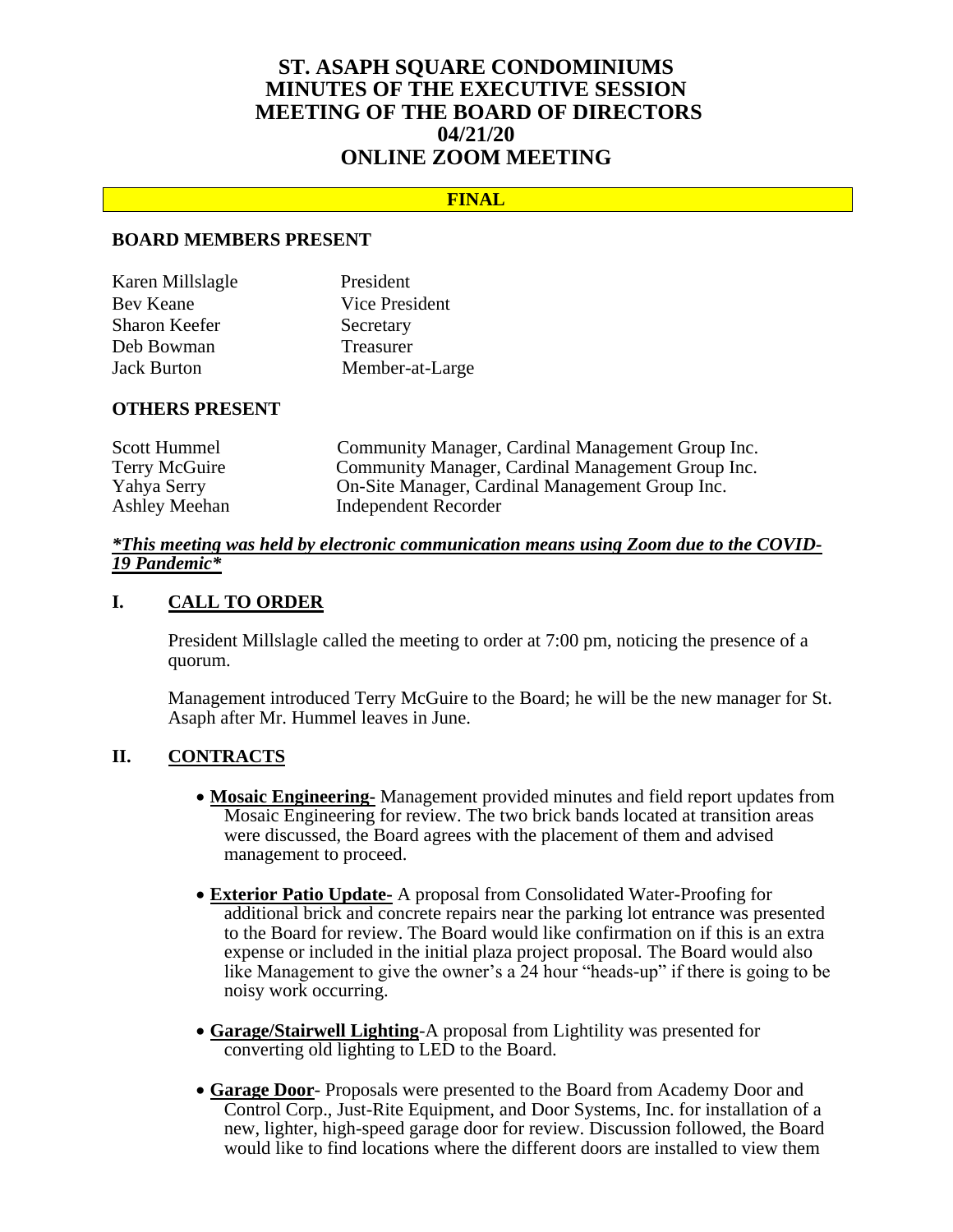# ST. ASAPH SQUARE CONDOMINIUMS
# MINUTES OF THE EXECUTIVE SESSION
# MEETING OF THE BOARD OF DIRECTORS
# 04/21/20
# ONLINE ZOOM MEETING

**FINAL**

### BOARD MEMBERS PRESENT

| | |
|---|---|
| Karen Millslagle | President |
| Bev Keane | Vice President |
| Sharon Keefer | Secretary |
| Deb Bowman | Treasurer |
| Jack Burton | Member-at-Large |

### OTHERS PRESENT

| | |
|---|---|
| Scott Hummel | Community Manager, Cardinal Management Group Inc. |
| Terry McGuire | Community Manager, Cardinal Management Group Inc. |
| Yahya Serry | On-Site Manager, Cardinal Management Group Inc. |
| Ashley Meehan | Independent Recorder |

***This meeting was held by electronic communication means using Zoom due to the COVID-19 Pandemic***

## I. CALL TO ORDER

President Millslagle called the meeting to order at 7:00 pm, noticing the presence of a quorum.

Management introduced Terry McGuire to the Board; he will be the new manager for St. Asaph after Mr. Hummel leaves in June.

## II. CONTRACTS

- **Mosaic Engineering-** Management provided minutes and field report updates from Mosaic Engineering for review. The two brick bands located at transition areas were discussed, the Board agrees with the placement of them and advised management to proceed.
- **Exterior Patio Update-** A proposal from Consolidated Water-Proofing for additional brick and concrete repairs near the parking lot entrance was presented to the Board for review. The Board would like confirmation on if this is an extra expense or included in the initial plaza project proposal. The Board would also like Management to give the owner's a 24 hour "heads-up" if there is going to be noisy work occurring.
- **Garage/Stairwell Lighting**-A proposal from Lightility was presented for converting old lighting to LED to the Board.
- **Garage Door**- Proposals were presented to the Board from Academy Door and Control Corp., Just-Rite Equipment, and Door Systems, Inc. for installation of a new, lighter, high-speed garage door for review. Discussion followed, the Board would like to find locations where the different doors are installed to view them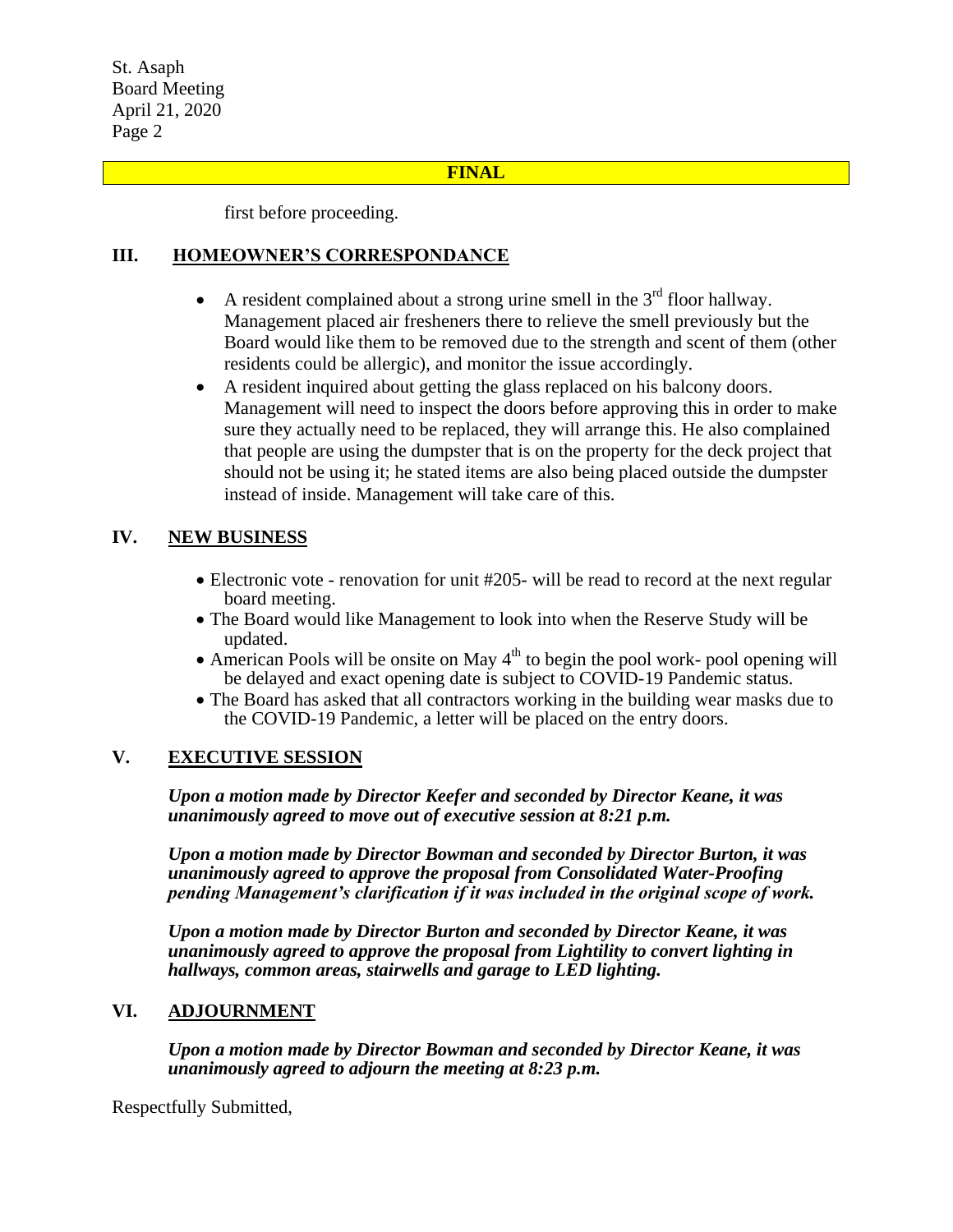**FINAL**

first before proceeding.

## III. HOMEOWNER'S CORRESPONDANCE

- A resident complained about a strong urine smell in the 3rd floor hallway. Management placed air fresheners there to relieve the smell previously but the Board would like them to be removed due to the strength and scent of them (other residents could be allergic), and monitor the issue accordingly.
- A resident inquired about getting the glass replaced on his balcony doors. Management will need to inspect the doors before approving this in order to make sure they actually need to be replaced, they will arrange this. He also complained that people are using the dumpster that is on the property for the deck project that should not be using it; he stated items are also being placed outside the dumpster instead of inside. Management will take care of this.

## IV. NEW BUSINESS

- Electronic vote - renovation for unit #205- will be read to record at the next regular board meeting.
- The Board would like Management to look into when the Reserve Study will be updated.
- American Pools will be onsite on May 4th to begin the pool work- pool opening will be delayed and exact opening date is subject to COVID-19 Pandemic status.
- The Board has asked that all contractors working in the building wear masks due to the COVID-19 Pandemic, a letter will be placed on the entry doors.

## V. EXECUTIVE SESSION

***Upon a motion made by Director Keefer and seconded by Director Keane, it was unanimously agreed to move out of executive session at 8:21 p.m.***

***Upon a motion made by Director Bowman and seconded by Director Burton, it was unanimously agreed to approve the proposal from Consolidated Water-Proofing pending Management's clarification if it was included in the original scope of work.***

***Upon a motion made by Director Burton and seconded by Director Keane, it was unanimously agreed to approve the proposal from Lightility to convert lighting in hallways, common areas, stairwells and garage to LED lighting.***

## VI. ADJOURNMENT

***Upon a motion made by Director Bowman and seconded by Director Keane, it was unanimously agreed to adjourn the meeting at 8:23 p.m.***

Respectfully Submitted,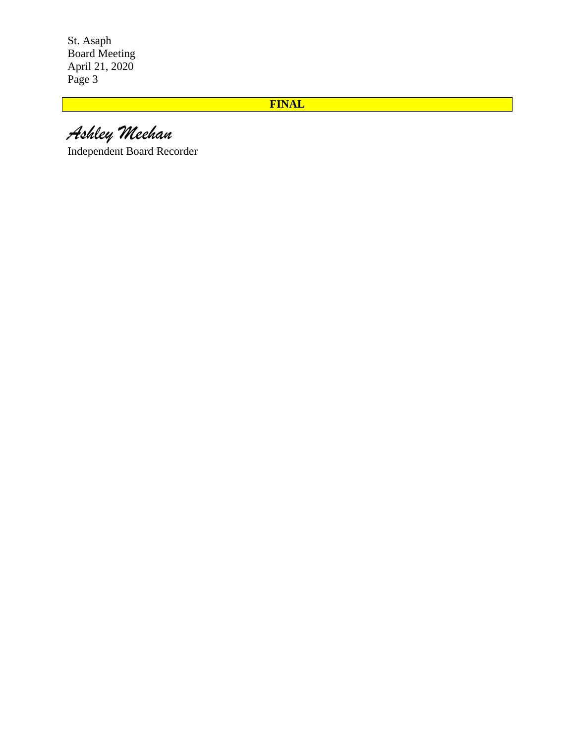**FINAL**

*Ashley Meehan*

Independent Board Recorder